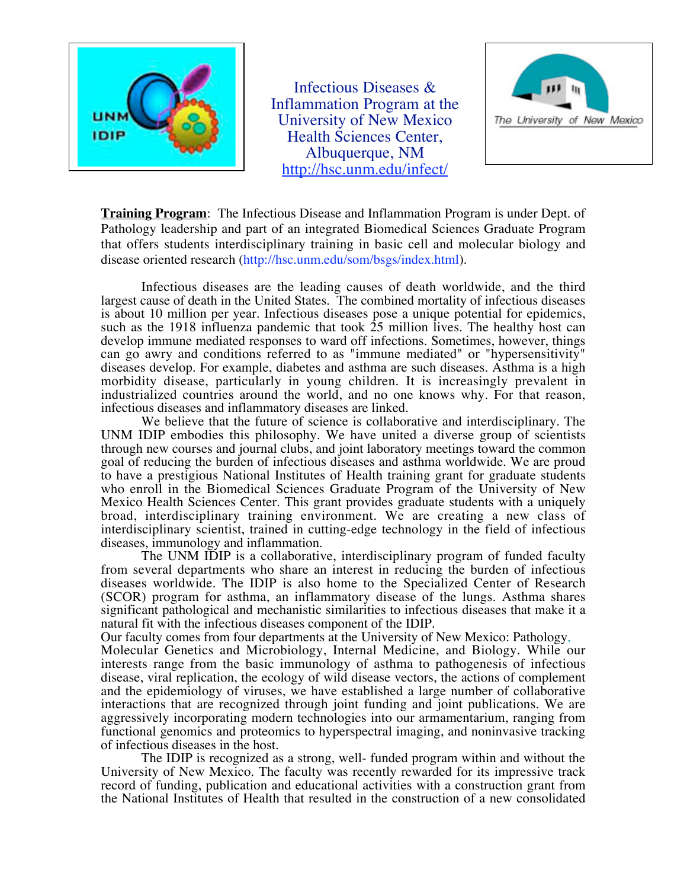Infectious Diseases & Inflammation Program at the University of New Mexico Health Sciences Center, Albuquerque, NM
http://hsc.unm.edu/infect/

**Training Program**: The Infectious Disease and Inflammation Program is under Dept. of Pathology leadership and part of an integrated Biomedical Sciences Graduate Program that offers students interdisciplinary training in basic cell and molecular biology and disease oriented research (http://hsc.unm.edu/som/bsgs/index.html).

Infectious diseases are the leading causes of death worldwide, and the third largest cause of death in the United States. The combined mortality of infectious diseases is about 10 million per year. Infectious diseases pose a unique potential for epidemics, such as the 1918 influenza pandemic that took 25 million lives. The healthy host can develop immune mediated responses to ward off infections. Sometimes, however, things can go awry and conditions referred to as "immune mediated" or "hypersensitivity" diseases develop. For example, diabetes and asthma are such diseases. Asthma is a high morbidity disease, particularly in young children. It is increasingly prevalent in industrialized countries around the world, and no one knows why. For that reason, infectious diseases and inflammatory diseases are linked.

We believe that the future of science is collaborative and interdisciplinary. The UNM IDIP embodies this philosophy. We have united a diverse group of scientists through new courses and journal clubs, and joint laboratory meetings toward the common goal of reducing the burden of infectious diseases and asthma worldwide. We are proud to have a prestigious National Institutes of Health training grant for graduate students who enroll in the Biomedical Sciences Graduate Program of the University of New Mexico Health Sciences Center. This grant provides graduate students with a uniquely broad, interdisciplinary training environment. We are creating a new class of interdisciplinary scientist, trained in cutting-edge technology in the field of infectious diseases, immunology and inflammation.

The UNM IDIP is a collaborative, interdisciplinary program of funded faculty from several departments who share an interest in reducing the burden of infectious diseases worldwide. The IDIP is also home to the Specialized Center of Research (SCOR) program for asthma, an inflammatory disease of the lungs. Asthma shares significant pathological and mechanistic similarities to infectious diseases that make it a natural fit with the infectious diseases component of the IDIP.

Our faculty comes from four departments at the University of New Mexico: Pathology, Molecular Genetics and Microbiology, Internal Medicine, and Biology. While our interests range from the basic immunology of asthma to pathogenesis of infectious disease, viral replication, the ecology of wild disease vectors, the actions of complement and the epidemiology of viruses, we have established a large number of collaborative interactions that are recognized through joint funding and joint publications. We are aggressively incorporating modern technologies into our armamentarium, ranging from functional genomics and proteomics to hyperspectral imaging, and noninvasive tracking of infectious diseases in the host.

The IDIP is recognized as a strong, well- funded program within and without the University of New Mexico. The faculty was recently rewarded for its impressive track record of funding, publication and educational activities with a construction grant from the National Institutes of Health that resulted in the construction of a new consolidated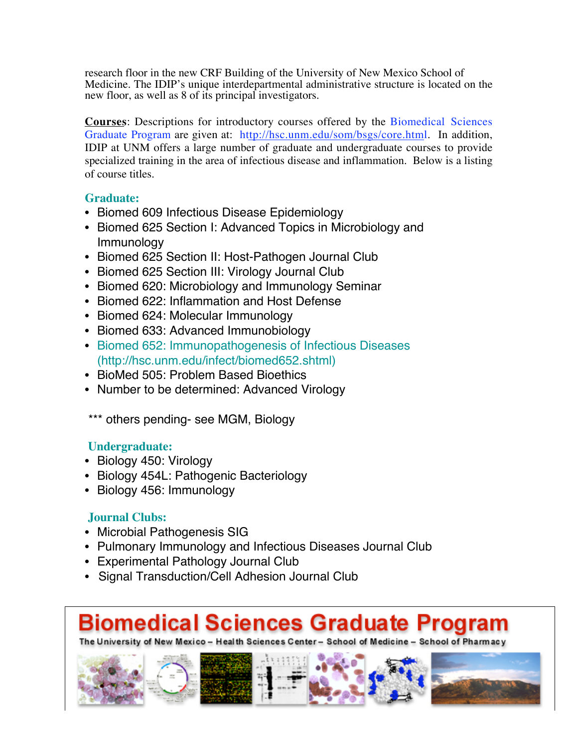research floor in the new CRF Building of the University of New Mexico School of Medicine. The IDIP's unique interdepartmental administrative structure is located on the new floor, as well as 8 of its principal investigators.

**Courses**: Descriptions for introductory courses offered by the Biomedical Sciences Graduate Program are given at: http://hsc.unm.edu/som/bsgs/core.html. In addition, IDIP at UNM offers a large number of graduate and undergraduate courses to provide specialized training in the area of infectious disease and inflammation. Below is a listing of course titles.

### Graduate:

- Biomed 609 Infectious Disease Epidemiology
- Biomed 625 Section I: Advanced Topics in Microbiology and Immunology
- Biomed 625 Section II: Host-Pathogen Journal Club
- Biomed 625 Section III: Virology Journal Club
- Biomed 620: Microbiology and Immunology Seminar
- Biomed 622: Inflammation and Host Defense
- Biomed 624: Molecular Immunology
- Biomed 633: Advanced Immunobiology
- Biomed 652: Immunopathogenesis of Infectious Diseases (http://hsc.unm.edu/infect/biomed652.shtml)
- BioMed 505: Problem Based Bioethics
- Number to be determined: Advanced Virology

*** others pending- see MGM, Biology

### Undergraduate:

- Biology 450: Virology
- Biology 454L: Pathogenic Bacteriology
- Biology 456: Immunology

### Journal Clubs:

- Microbial Pathogenesis SIG
- Pulmonary Immunology and Infectious Diseases Journal Club
- Experimental Pathology Journal Club
- Signal Transduction/Cell Adhesion Journal Club

## Biomedical Sciences Graduate Program

The University of New Mexico – Health Sciences Center – School of Medicine – School of Pharmacy